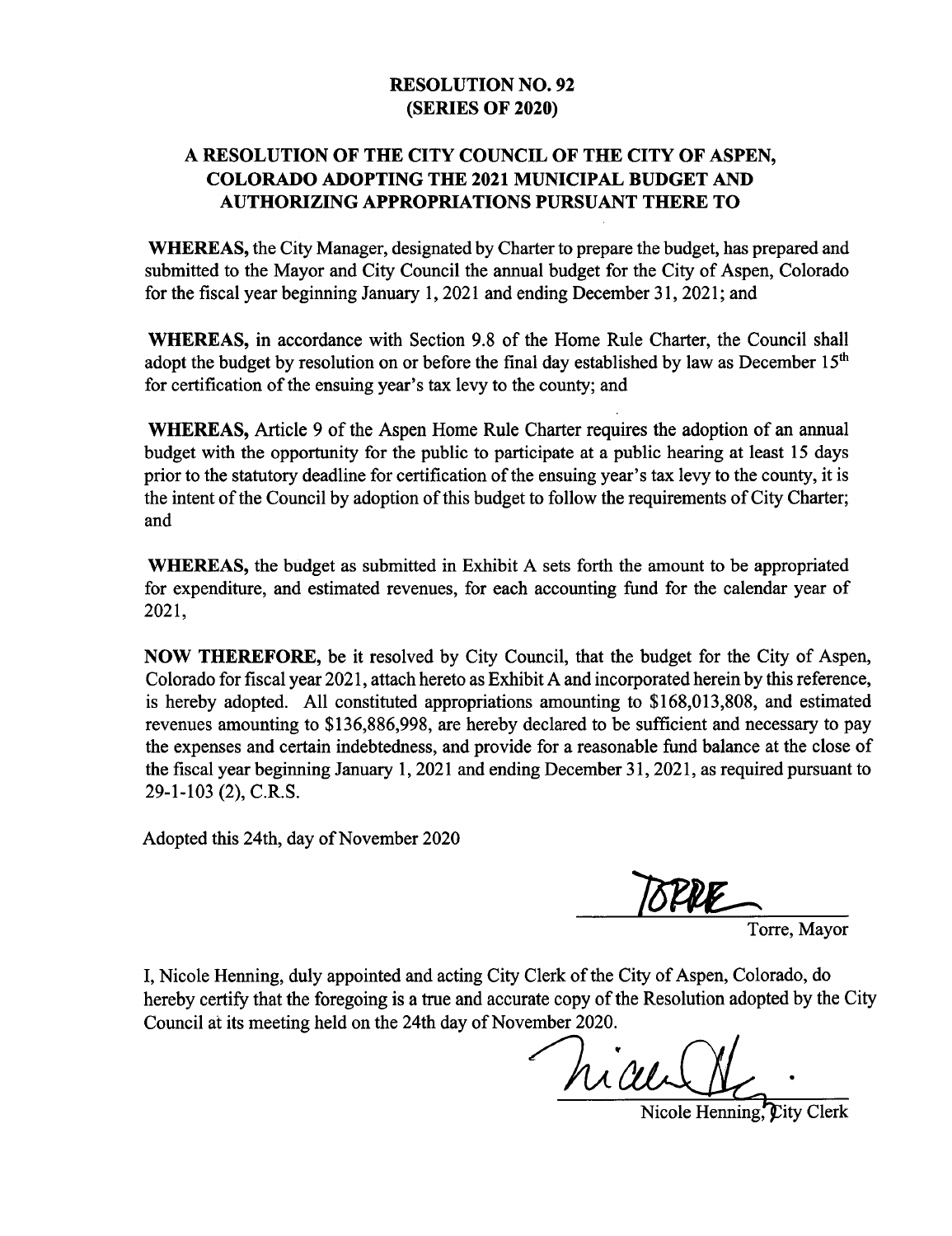# RESOLUTION NO. 92
# (SERIES OF 2020)

## A RESOLUTION OF THE CITY COUNCIL OF THE CITY OF ASPEN, COLORADO ADOPTING THE 2021 MUNICIPAL BUDGET AND AUTHORIZING APPROPRIATIONS PURSUANT THERE TO

**WHEREAS,** the City Manager, designated by Charter to prepare the budget, has prepared and submitted to the Mayor and City Council the annual budget for the City of Aspen, Colorado for the fiscal year beginning January 1, 2021 and ending December 31, 2021; and

**WHEREAS,** in accordance with Section 9.8 of the Home Rule Charter, the Council shall adopt the budget by resolution on or before the final day established by law as December 15th for certification of the ensuing year's tax levy to the county; and

**WHEREAS,** Article 9 of the Aspen Home Rule Charter requires the adoption of an annual budget with the opportunity for the public to participate at a public hearing at least 15 days prior to the statutory deadline for certification of the ensuing year's tax levy to the county, it is the intent of the Council by adoption of this budget to follow the requirements of City Charter; and

**WHEREAS,** the budget as submitted in Exhibit A sets forth the amount to be appropriated for expenditure, and estimated revenues, for each accounting fund for the calendar year of 2021,

**NOW THEREFORE,** be it resolved by City Council, that the budget for the City of Aspen, Colorado for fiscal year 2021, attach hereto as Exhibit A and incorporated herein by this reference, is hereby adopted. All constituted appropriations amounting to $168,013,808, and estimated revenues amounting to $136,886,998, are hereby declared to be sufficient and necessary to pay the expenses and certain indebtedness, and provide for a reasonable fund balance at the close of the fiscal year beginning January 1, 2021 and ending December 31, 2021, as required pursuant to 29-1-103 (2), C.R.S.

Adopted this 24th, day of November 2020

TORRE

Torre, Mayor

I, Nicole Henning, duly appointed and acting City Clerk of the City of Aspen, Colorado, do hereby certify that the foregoing is a true and accurate copy of the Resolution adopted by the City Council at its meeting held on the 24th day of November 2020.

Nicole Henning, City Clerk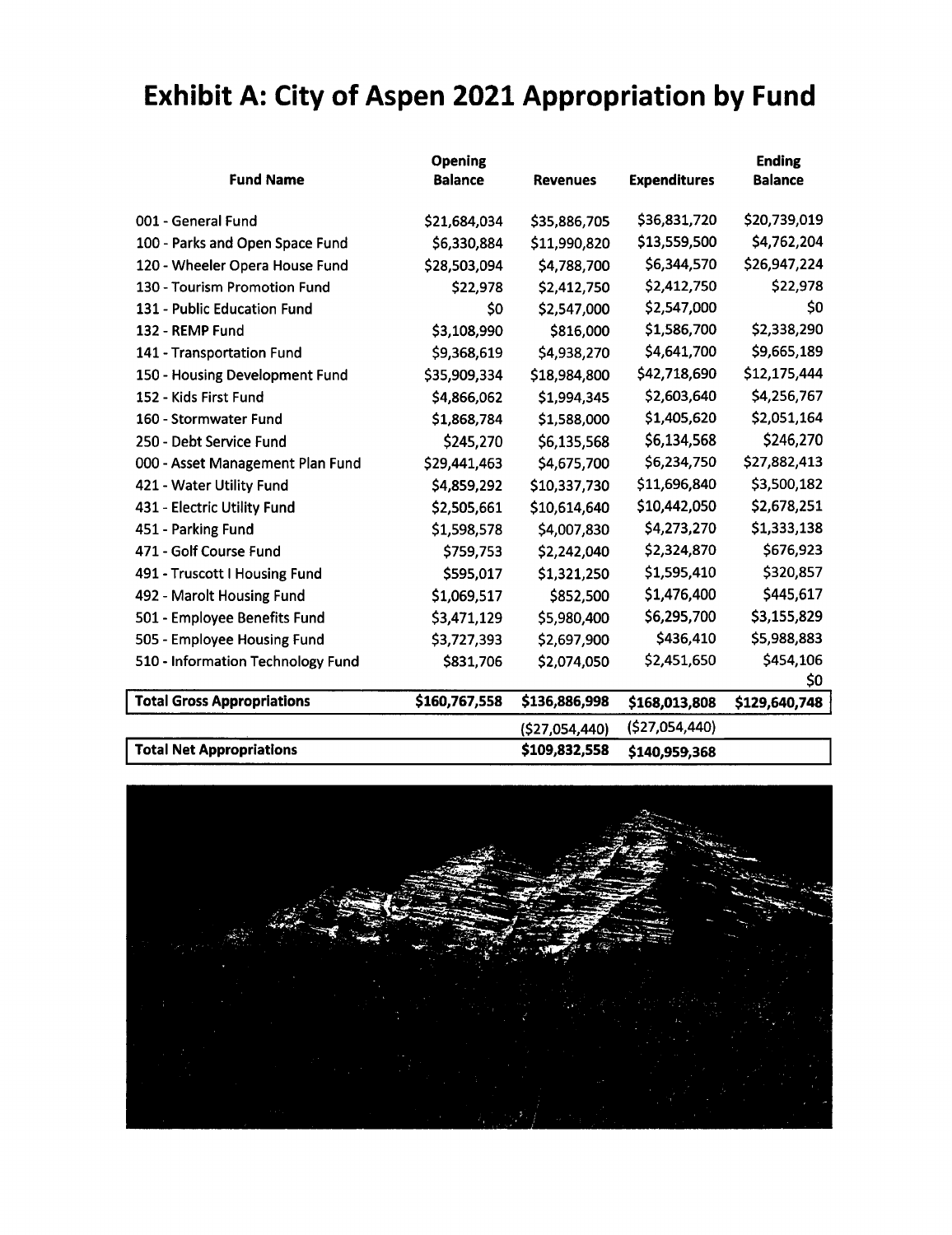# Exhibit A: City of Aspen 2021 Appropriation by Fund

| Fund Name | Opening Balance | Revenues | Expenditures | Ending Balance |
|---|---|---|---|---|
| 001 - General Fund | $21,684,034 | $35,886,705 | $36,831,720 | $20,739,019 |
| 100 - Parks and Open Space Fund | $6,330,884 | $11,990,820 | $13,559,500 | $4,762,204 |
| 120 - Wheeler Opera House Fund | $28,503,094 | $4,788,700 | $6,344,570 | $26,947,224 |
| 130 - Tourism Promotion Fund | $22,978 | $2,412,750 | $2,412,750 | $22,978 |
| 131 - Public Education Fund | $0 | $2,547,000 | $2,547,000 | $0 |
| 132 - REMP Fund | $3,108,990 | $816,000 | $1,586,700 | $2,338,290 |
| 141 - Transportation Fund | $9,368,619 | $4,938,270 | $4,641,700 | $9,665,189 |
| 150 - Housing Development Fund | $35,909,334 | $18,984,800 | $42,718,690 | $12,175,444 |
| 152 - Kids First Fund | $4,866,062 | $1,994,345 | $2,603,640 | $4,256,767 |
| 160 - Stormwater Fund | $1,868,784 | $1,588,000 | $1,405,620 | $2,051,164 |
| 250 - Debt Service Fund | $245,270 | $6,135,568 | $6,134,568 | $246,270 |
| 000 - Asset Management Plan Fund | $29,441,463 | $4,675,700 | $6,234,750 | $27,882,413 |
| 421 - Water Utility Fund | $4,859,292 | $10,337,730 | $11,696,840 | $3,500,182 |
| 431 - Electric Utility Fund | $2,505,661 | $10,614,640 | $10,442,050 | $2,678,251 |
| 451 - Parking Fund | $1,598,578 | $4,007,830 | $4,273,270 | $1,333,138 |
| 471 - Golf Course Fund | $759,753 | $2,242,040 | $2,324,870 | $676,923 |
| 491 - Truscott I Housing Fund | $595,017 | $1,321,250 | $1,595,410 | $320,857 |
| 492 - Marolt Housing Fund | $1,069,517 | $852,500 | $1,476,400 | $445,617 |
| 501 - Employee Benefits Fund | $3,471,129 | $5,980,400 | $6,295,700 | $3,155,829 |
| 505 - Employee Housing Fund | $3,727,393 | $2,697,900 | $436,410 | $5,988,883 |
| 510 - Information Technology Fund | $831,706 | $2,074,050 | $2,451,650 | $454,106 |
| | | | | $0 |
| **Total Gross Appropriations** | **$160,767,558** | **$136,886,998** | **$168,013,808** | **$129,640,748** |
| | | ($27,054,440) | ($27,054,440) | |
| **Total Net Appropriations** | | **$109,832,558** | **$140,959,368** | |